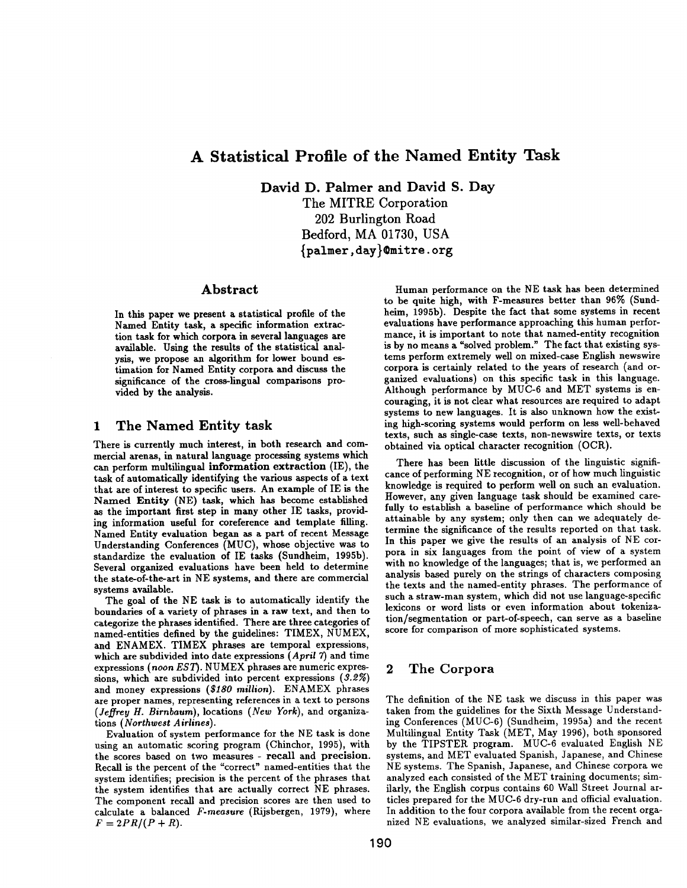# A Statistical Profile of the Named Entity Task

**David D. Palmer and David S. Day**

The MITRE Corporation
202 Burlington Road
Bedford, MA 01730, USA
{palmer,day}@mitre.org

## Abstract

In this paper we present a statistical profile of the Named Entity task, a specific information extraction task for which corpora in several languages are available. Using the results of the statistical analysis, we propose an algorithm for lower bound estimation for Named Entity corpora and discuss the significance of the cross-lingual comparisons provided by the analysis.

## 1 The Named Entity task

There is currently much interest, in both research and commercial arenas, in natural language processing systems which can perform multilingual **information extraction** (IE), the task of automatically identifying the various aspects of a text that are of interest to specific users. An example of IE is the **Named Entity** (NE) task, which has become established as the important first step in many other IE tasks, providing information useful for coreference and template filling. Named Entity evaluation began as a part of recent Message Understanding Conferences (MUC), whose objective was to standardize the evaluation of IE tasks (Sundheim, 1995b). Several organized evaluations have been held to determine the state-of-the-art in NE systems, and there are commercial systems available.

The goal of the NE task is to automatically identify the boundaries of a variety of phrases in a raw text, and then to categorize the phrases identified. There are three categories of named-entities defined by the guidelines: TIMEX, NUMEX, and ENAMEX. TIMEX phrases are temporal expressions, which are subdivided into date expressions (*April 7*) and time expressions (*noon EST*). NUMEX phrases are numeric expressions, which are subdivided into percent expressions (*3.2%*) and money expressions (*$180 million*). ENAMEX phrases are proper names, representing references in a text to persons (*Jeffrey H. Birnbaum*), locations (*New York*), and organizations (*Northwest Airlines*).

Evaluation of system performance for the NE task is done using an automatic scoring program (Chinchor, 1995), with the scores based on two measures - **recall** and **precision**. Recall is the percent of the "correct" named-entities that the system identifies; precision is the percent of the phrases that the system identifies that are actually correct NE phrases. The component recall and precision scores are then used to calculate a balanced *F-measure* (Rijsbergen, 1979), where $F = 2PR/(P + R)$.

Human performance on the NE task has been determined to be quite high, with F-measures better than 96% (Sundheim, 1995b). Despite the fact that some systems in recent evaluations have performance approaching this human performance, it is important to note that named-entity recognition is by no means a "solved problem." The fact that existing systems perform extremely well on mixed-case English newswire corpora is certainly related to the years of research (and organized evaluations) on this specific task in this language. Although performance by MUC-6 and MET systems is encouraging, it is not clear what resources are required to adapt systems to new languages. It is also unknown how the existing high-scoring systems would perform on less well-behaved texts, such as single-case texts, non-newswire texts, or texts obtained via optical character recognition (OCR).

There has been little discussion of the linguistic significance of performing NE recognition, or of how much linguistic knowledge is required to perform well on such an evaluation. However, any given language task should be examined carefully to establish a baseline of performance which should be attainable by any system; only then can we adequately determine the significance of the results reported on that task. In this paper we give the results of an analysis of NE corpora in six languages from the point of view of a system with no knowledge of the languages; that is, we performed an analysis based purely on the strings of characters composing the texts and the named-entity phrases. The performance of such a straw-man system, which did not use language-specific lexicons or word lists or even information about tokenization/segmentation or part-of-speech, can serve as a baseline score for comparison of more sophisticated systems.

## 2 The Corpora

The definition of the NE task we discuss in this paper was taken from the guidelines for the Sixth Message Understanding Conferences (MUC-6) (Sundheim, 1995a) and the recent Multilingual Entity Task (MET, May 1996), both sponsored by the TIPSTER program. MUC-6 evaluated English NE systems, and MET evaluated Spanish, Japanese, and Chinese NE systems. The Spanish, Japanese, and Chinese corpora we analyzed each consisted of the MET training documents; similarly, the English corpus contains 60 Wall Street Journal articles prepared for the MUC-6 dry-run and official evaluation. In addition to the four corpora available from the recent organized NE evaluations, we analyzed similar-sized French and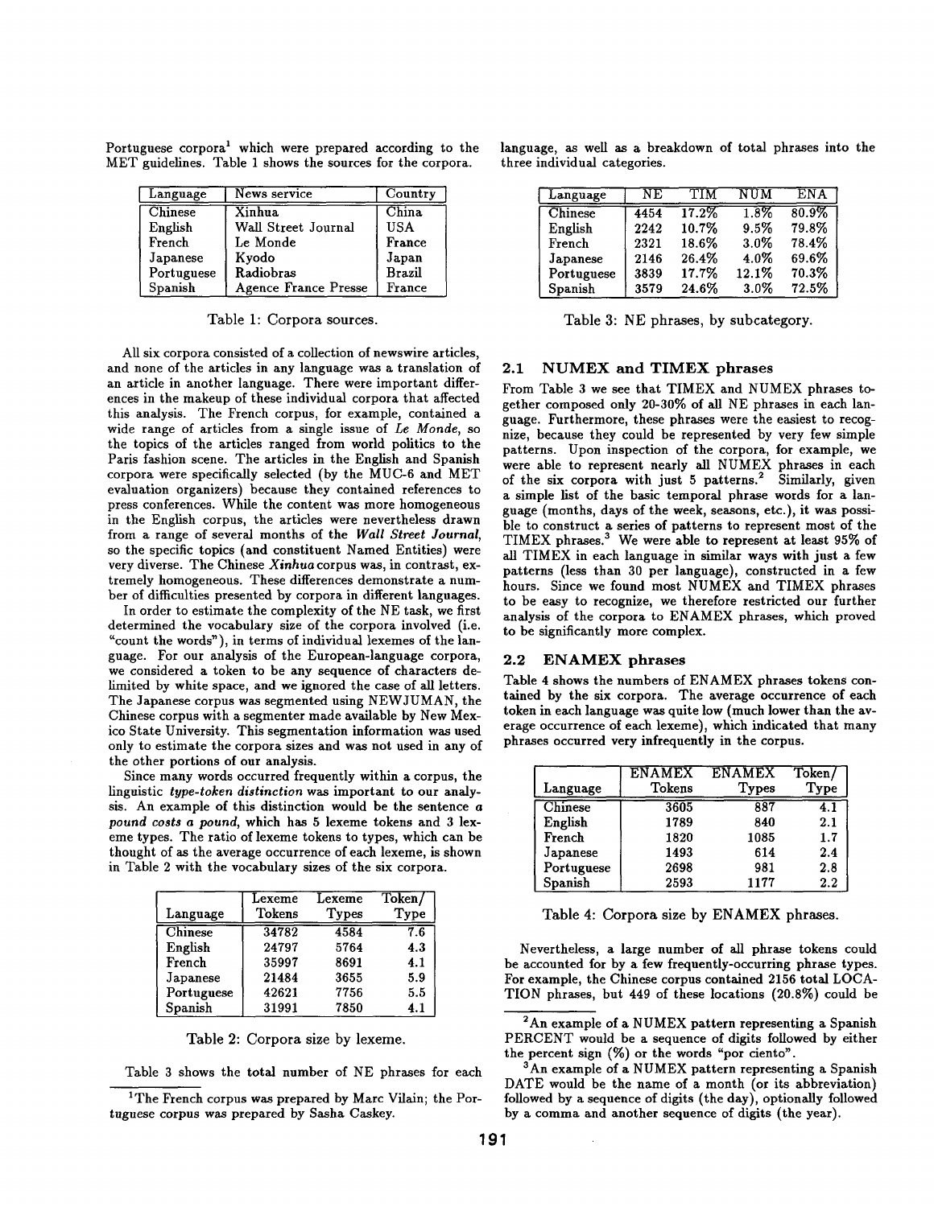Portuguese corpora[1] which were prepared according to the MET guidelines. Table 1 shows the sources for the corpora.

| Language | News service | Country |
|---|---|---|
| Chinese | Xinhua | China |
| English | Wall Street Journal | USA |
| French | Le Monde | France |
| Japanese | Kyodo | Japan |
| Portuguese | Radiobras | Brazil |
| Spanish | Agence France Presse | France |

Table 1: Corpora sources.

All six corpora consisted of a collection of newswire articles, and none of the articles in any language was a translation of an article in another language. There were important differences in the makeup of these individual corpora that affected this analysis. The French corpus, for example, contained a wide range of articles from a single issue of *Le Monde*, so the topics of the articles ranged from world politics to the Paris fashion scene. The articles in the English and Spanish corpora were specifically selected (by the MUC-6 and MET evaluation organizers) because they contained references to press conferences. While the content was more homogeneous in the English corpus, the articles were nevertheless drawn from a range of several months of the *Wall Street Journal*, so the specific topics (and constituent Named Entities) were very diverse. The Chinese *Xinhua* corpus was, in contrast, extremely homogeneous. These differences demonstrate a number of difficulties presented by corpora in different languages.

In order to estimate the complexity of the NE task, we first determined the vocabulary size of the corpora involved (i.e. "count the words"), in terms of individual lexemes of the language. For our analysis of the European-language corpora, we considered a token to be any sequence of characters delimited by white space, and we ignored the case of all letters. The Japanese corpus was segmented using NEWJUMAN, the Chinese corpus with a segmenter made available by New Mexico State University. This segmentation information was used only to estimate the corpora sizes and was not used in any of the other portions of our analysis.

Since many words occurred frequently within a corpus, the linguistic ***type-token distinction*** was important to our analysis. An example of this distinction would be the sentence *a pound costs a pound*, which has 5 lexeme tokens and 3 lexeme types. The ratio of lexeme tokens to types, which can be thought of as the average occurrence of each lexeme, is shown in Table 2 with the vocabulary sizes of the six corpora.

| Language | Lexeme Tokens | Lexeme Types | Token/ Type |
|---|---|---|---|
| Chinese | 34782 | 4584 | 7.6 |
| English | 24797 | 5764 | 4.3 |
| French | 35997 | 8691 | 4.1 |
| Japanese | 21484 | 3655 | 5.9 |
| Portuguese | 42621 | 7756 | 5.5 |
| Spanish | 31991 | 7850 | 4.1 |

Table 2: Corpora size by lexeme.

Table 3 shows the total number of NE phrases for each language, as well as a breakdown of total phrases into the three individual categories.

| Language | NE | TIM | NUM | ENA |
|---|---|---|---|---|
| Chinese | 4454 | 17.2% | 1.8% | 80.9% |
| English | 2242 | 10.7% | 9.5% | 79.8% |
| French | 2321 | 18.6% | 3.0% | 78.4% |
| Japanese | 2146 | 26.4% | 4.0% | 69.6% |
| Portuguese | 3839 | 17.7% | 12.1% | 70.3% |
| Spanish | 3579 | 24.6% | 3.0% | 72.5% |

Table 3: NE phrases, by subcategory.

## 2.1 NUMEX and TIMEX phrases

From Table 3 we see that TIMEX and NUMEX phrases together composed only 20-30% of all NE phrases in each language. Furthermore, these phrases were the easiest to recognize, because they could be represented by very few simple patterns. Upon inspection of the corpora, for example, we were able to represent nearly all NUMEX phrases in each of the six corpora with just 5 patterns.[2] Similarly, given a simple list of the basic temporal phrase words for a language (months, days of the week, seasons, etc.), it was possible to construct a series of patterns to represent most of the TIMEX phrases.[3] We were able to represent at least 95% of all TIMEX in each language in similar ways with just a few patterns (less than 30 per language), constructed in a few hours. Since we found most NUMEX and TIMEX phrases to be easy to recognize, we therefore restricted our further analysis of the corpora to ENAMEX phrases, which proved to be significantly more complex.

## 2.2 ENAMEX phrases

Table 4 shows the numbers of ENAMEX phrases tokens contained by the six corpora. The average occurrence of each token in each language was quite low (much lower than the average occurrence of each lexeme), which indicated that many phrases occurred very infrequently in the corpus.

| Language | ENAMEX Tokens | ENAMEX Types | Token/ Type |
|---|---|---|---|
| Chinese | 3605 | 887 | 4.1 |
| English | 1789 | 840 | 2.1 |
| French | 1820 | 1085 | 1.7 |
| Japanese | 1493 | 614 | 2.4 |
| Portuguese | 2698 | 981 | 2.8 |
| Spanish | 2593 | 1177 | 2.2 |

Table 4: Corpora size by ENAMEX phrases.

Nevertheless, a large number of all phrase tokens could be accounted for by a few frequently-occurring phrase types. For example, the Chinese corpus contained 2156 total LOCATION phrases, but 449 of these locations (20.8%) could be

---

[1] The French corpus was prepared by Marc Vilain; the Portuguese corpus was prepared by Sasha Caskey.

[2] An example of a NUMEX pattern representing a Spanish PERCENT would be a sequence of digits followed by either the percent sign (%) or the words "por ciento".

[3] An example of a NUMEX pattern representing a Spanish DATE would be the name of a month (or its abbreviation) followed by a sequence of digits (the day), optionally followed by a comma and another sequence of digits (the year).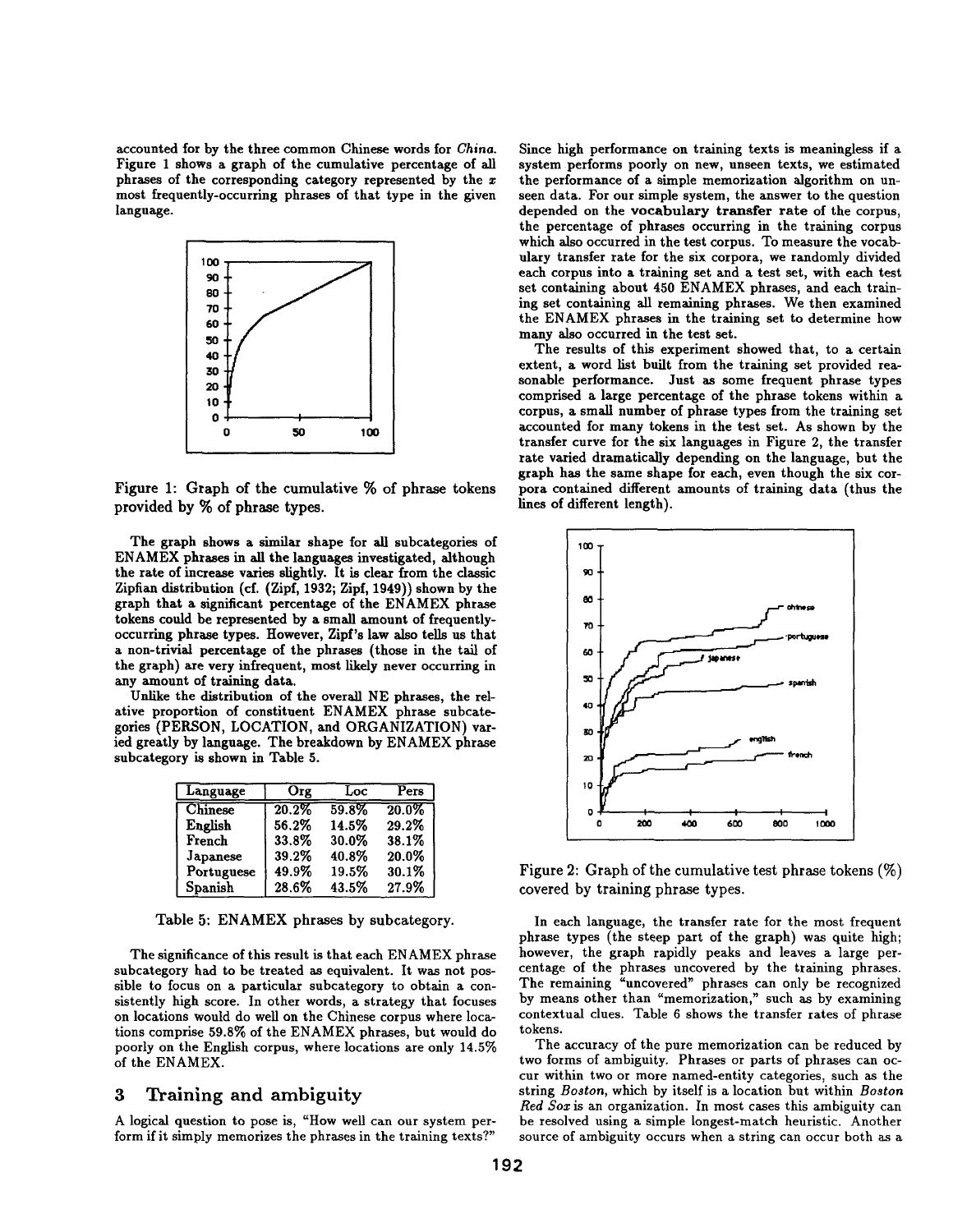accounted for by the three common Chinese words for *China*. Figure 1 shows a graph of the cumulative percentage of all phrases of the corresponding category represented by the $x$ most frequently-occurring phrases of that type in the given language.

Figure 1: Graph of the cumulative % of phrase tokens provided by % of phrase types.

The graph shows a similar shape for all subcategories of ENAMEX phrases in all the languages investigated, although the rate of increase varies slightly. It is clear from the classic Zipfian distribution (cf. (Zipf, 1932; Zipf, 1949)) shown by the graph that a significant percentage of the ENAMEX phrase tokens could be represented by a small amount of frequently-occurring phrase types. However, Zipf's law also tells us that a non-trivial percentage of the phrases (those in the tail of the graph) are very infrequent, most likely never occurring in any amount of training data.

Unlike the distribution of the overall NE phrases, the relative proportion of constituent ENAMEX phrase subcategories (PERSON, LOCATION, and ORGANIZATION) varied greatly by language. The breakdown by ENAMEX phrase subcategory is shown in Table 5.

| Language | Org | Loc | Pers |
|---|---|---|---|
| Chinese | 20.2% | 59.8% | 20.0% |
| English | 56.2% | 14.5% | 29.2% |
| French | 33.8% | 30.0% | 38.1% |
| Japanese | 39.2% | 40.8% | 20.0% |
| Portuguese | 49.9% | 19.5% | 30.1% |
| Spanish | 28.6% | 43.5% | 27.9% |

Table 5: ENAMEX phrases by subcategory.

The significance of this result is that each ENAMEX phrase subcategory had to be treated as equivalent. It was not possible to focus on a particular subcategory to obtain a consistently high score. In other words, a strategy that focuses on locations would do well on the Chinese corpus where locations comprise 59.8% of the ENAMEX phrases, but would do poorly on the English corpus, where locations are only 14.5% of the ENAMEX.

## 3 Training and ambiguity

A logical question to pose is, "How well can our system perform if it simply memorizes the phrases in the training texts?"

Since high performance on training texts is meaningless if a system performs poorly on new, unseen texts, we estimated the performance of a simple memorization algorithm on unseen data. For our simple system, the answer to the question depended on the **vocabulary transfer rate** of the corpus, the percentage of phrases occurring in the training corpus which also occurred in the test corpus. To measure the vocabulary transfer rate for the six corpora, we randomly divided each corpus into a training set and a test set, with each test set containing about 450 ENAMEX phrases, and each training set containing all remaining phrases. We then examined the ENAMEX phrases in the training set to determine how many also occurred in the test set.

The results of this experiment showed that, to a certain extent, a word list built from the training set provided reasonable performance. Just as some frequent phrase types comprised a large percentage of the phrase tokens within a corpus, a small number of phrase types from the training set accounted for many tokens in the test set. As shown by the transfer curve for the six languages in Figure 2, the transfer rate varied dramatically depending on the language, but the graph has the same shape for each, even though the six corpora contained different amounts of training data (thus the lines of different length).

Figure 2: Graph of the cumulative test phrase tokens (%) covered by training phrase types.

In each language, the transfer rate for the most frequent phrase types (the steep part of the graph) was quite high; however, the graph rapidly peaks and leaves a large percentage of the phrases uncovered by the training phrases. The remaining "uncovered" phrases can only be recognized by means other than "memorization," such as by examining contextual clues. Table 6 shows the transfer rates of phrase tokens.

The accuracy of the pure memorization can be reduced by two forms of ambiguity. Phrases or parts of phrases can occur within two or more named-entity categories, such as the string *Boston*, which by itself is a location but within *Boston Red Sox* is an organization. In most cases this ambiguity can be resolved using a simple longest-match heuristic. Another source of ambiguity occurs when a string can occur both as a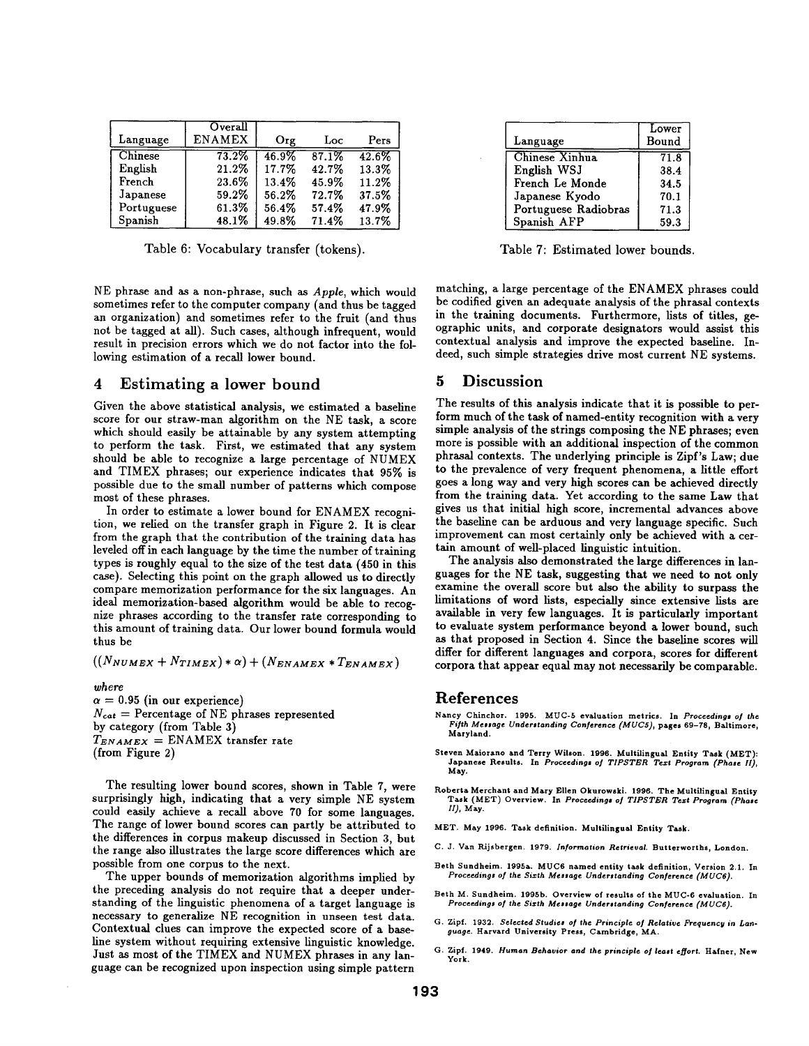| Language | Overall ENAMEX | Org | Loc | Pers |
|---|---|---|---|---|
| Chinese | 73.2% | 46.9% | 87.1% | 42.6% |
| English | 21.2% | 17.7% | 42.7% | 13.3% |
| French | 23.6% | 13.4% | 45.9% | 11.2% |
| Japanese | 59.2% | 56.2% | 72.7% | 37.5% |
| Portuguese | 61.3% | 56.4% | 57.4% | 47.9% |
| Spanish | 48.1% | 49.8% | 71.4% | 13.7% |

Table 6: Vocabulary transfer (tokens).

| Language | Lower Bound |
|---|---|
| Chinese Xinhua | 71.8 |
| English WSJ | 38.4 |
| French Le Monde | 34.5 |
| Japanese Kyodo | 70.1 |
| Portuguese Radiobras | 71.3 |
| Spanish AFP | 59.3 |

Table 7: Estimated lower bounds.

NE phrase and as a non-phrase, such as *Apple*, which would sometimes refer to the computer company (and thus be tagged an organization) and sometimes refer to the fruit (and thus not be tagged at all). Such cases, although infrequent, would result in precision errors which we do not factor into the following estimation of a recall lower bound.

## 4 Estimating a lower bound

Given the above statistical analysis, we estimated a baseline score for our straw-man algorithm on the NE task, a score which should easily be attainable by any system attempting to perform the task. First, we estimated that any system should be able to recognize a large percentage of NUMEX and TIMEX phrases; our experience indicates that 95% is possible due to the small number of patterns which compose most of these phrases.

In order to estimate a lower bound for ENAMEX recognition, we relied on the transfer graph in Figure 2. It is clear from the graph that the contribution of the training data has leveled off in each language by the time the number of training types is roughly equal to the size of the test data (450 in this case). Selecting this point on the graph allowed us to directly compare memorization performance for the six languages. An ideal memorization-based algorithm would be able to recognize phrases according to the transfer rate corresponding to this amount of training data. Our lower bound formula would thus be

$$((N_{NUMEX} + N_{TIMEX}) * \alpha) + (N_{ENAMEX} * T_{ENAMEX})$$

*where*
$\alpha = 0.95$ (in our experience)
$N_{cat}$ = Percentage of NE phrases represented by category (from Table 3)
$T_{ENAMEX}$ = ENAMEX transfer rate (from Figure 2)

The resulting lower bound scores, shown in Table 7, were surprisingly high, indicating that a very simple NE system could easily achieve a recall above 70 for some languages. The range of lower bound scores can partly be attributed to the differences in corpus makeup discussed in Section 3, but the range also illustrates the large score differences which are possible from one corpus to the next.

The upper bounds of memorization algorithms implied by the preceding analysis do not require that a deeper understanding of the linguistic phenomena of a target language is necessary to generalize NE recognition in unseen test data. Contextual clues can improve the expected score of a baseline system without requiring extensive linguistic knowledge. Just as most of the TIMEX and NUMEX phrases in any language can be recognized upon inspection using simple pattern matching, a large percentage of the ENAMEX phrases could be codified given an adequate analysis of the phrasal contexts in the training documents. Furthermore, lists of titles, geographic units, and corporate designators would assist this contextual analysis and improve the expected baseline. Indeed, such simple strategies drive most current NE systems.

## 5 Discussion

The results of this analysis indicate that it is possible to perform much of the task of named-entity recognition with a very simple analysis of the strings composing the NE phrases; even more is possible with an additional inspection of the common phrasal contexts. The underlying principle is Zipf's Law; due to the prevalence of very frequent phenomena, a little effort goes a long way and very high scores can be achieved directly from the training data. Yet according to the same Law that gives us that initial high score, incremental advances above the baseline can be arduous and very language specific. Such improvement can most certainly only be achieved with a certain amount of well-placed linguistic intuition.

The analysis also demonstrated the large differences in languages for the NE task, suggesting that we need to not only examine the overall score but also the ability to surpass the limitations of word lists, especially since extensive lists are available in very few languages. It is particularly important to evaluate system performance beyond a lower bound, such as that proposed in Section 4. Since the baseline scores will differ for different languages and corpora, scores for different corpora that appear equal may not necessarily be comparable.

## References

Nancy Chinchor. 1995. MUC-5 evaluation metrics. In *Proceedings of the Fifth Message Understanding Conference (MUC5)*, pages 69–78, Baltimore, Maryland.

Steven Maiorano and Terry Wilson. 1996. Multilingual Entity Task (MET): Japanese Results. In *Proceedings of TIPSTER Text Program (Phase II)*, May.

Roberta Merchant and Mary Ellen Okurowski. 1996. The Multilingual Entity Task (MET) Overview. In *Proceedings of TIPSTER Text Program (Phase II)*, May.

MET. May 1996. Task definition. Multilingual Entity Task.

C. J. Van Rijsbergen. 1979. *Information Retrieval*. Butterworths, London.

Beth Sundheim. 1995a. MUC6 named entity task definition, Version 2.1. In *Proceedings of the Sixth Message Understanding Conference (MUC6)*.

Beth M. Sundheim. 1995b. Overview of results of the MUC-6 evaluation. In *Proceedings of the Sixth Message Understanding Conference (MUC6)*.

G. Zipf. 1932. *Selected Studies of the Principle of Relative Frequency in Language*. Harvard University Press, Cambridge, MA.

G. Zipf. 1949. *Human Behavior and the principle of least effort*. Hafner, New York.